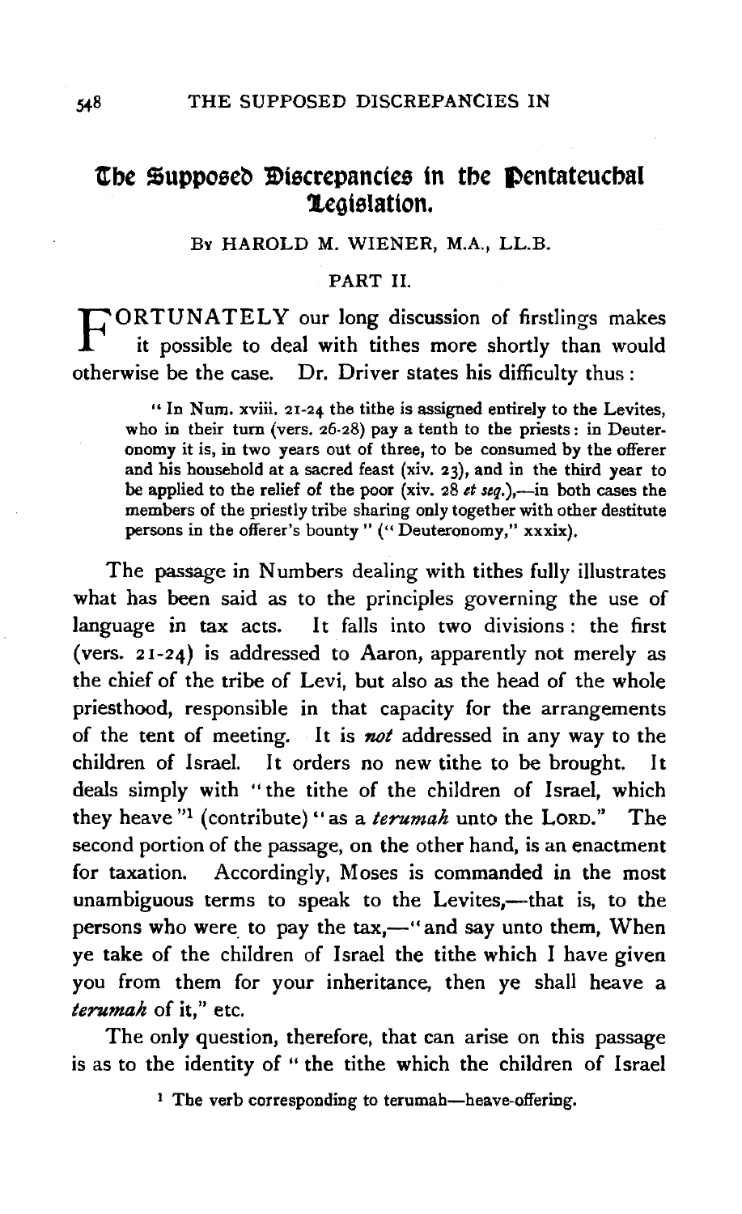# The Supposed Discrepancies in the Pentateuchal Legislation.

By HAROLD M. WIENER, M.A., LL.B.

PART II.

FORTUNATELY our long discussion of firstlings makes it possible to deal with tithes more shortly than would otherwise be the case. Dr. Driver states his difficulty thus:

> "In Num. xviii. 21-24 the tithe is assigned entirely to the Levites, who in their turn (vers. 26-28) pay a tenth to the priests: in Deuteronomy it is, in two years out of three, to be consumed by the offerer and his household at a sacred feast (xiv. 23), and in the third year to be applied to the relief of the poor (xiv. 28 *et seq.*),—in both cases the members of the priestly tribe sharing only together with other destitute persons in the offerer's bounty" ("Deuteronomy," xxxix).

The passage in Numbers dealing with tithes fully illustrates what has been said as to the principles governing the use of language in tax acts. It falls into two divisions: the first (vers. 21-24) is addressed to Aaron, apparently not merely as the chief of the tribe of Levi, but also as the head of the whole priesthood, responsible in that capacity for the arrangements of the tent of meeting. It is *not* addressed in any way to the children of Israel. It orders no new tithe to be brought. It deals simply with "the tithe of the children of Israel, which they heave"[1] (contribute) "as a *terumah* unto the LORD." The second portion of the passage, on the other hand, is an enactment for taxation. Accordingly, Moses is commanded in the most unambiguous terms to speak to the Levites,—that is, to the persons who were to pay the tax,—"and say unto them, When ye take of the children of Israel the tithe which I have given you from them for your inheritance, then ye shall heave a *terumah* of it," etc.

The only question, therefore, that can arise on this passage is as to the identity of "the tithe which the children of Israel

[1] The verb corresponding to terumah—heave-offering.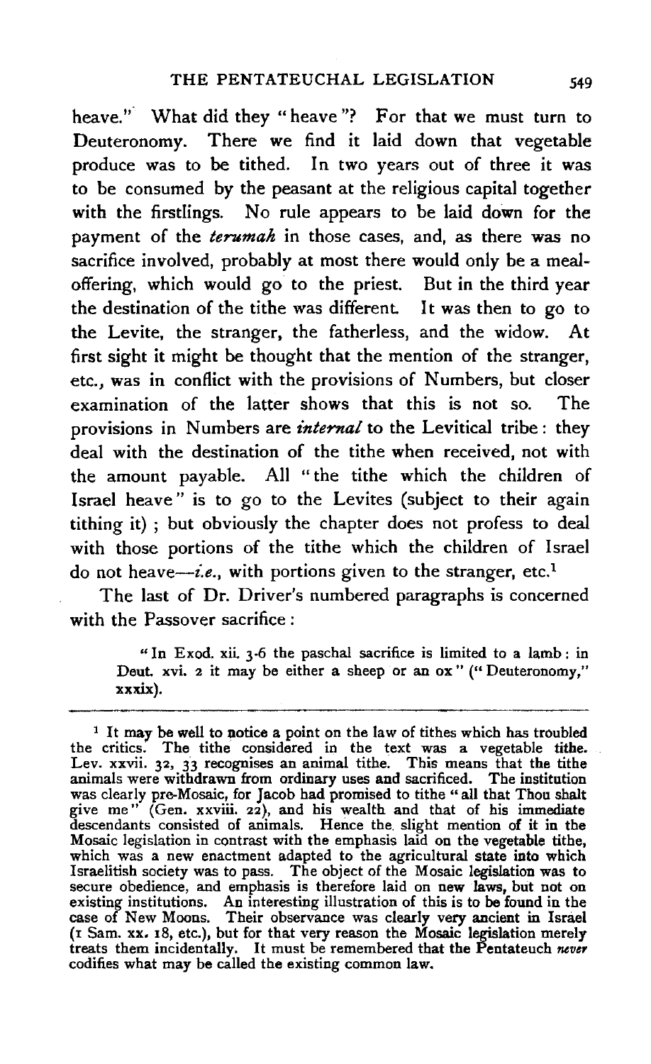heave." What did they "heave"? For that we must turn to Deuteronomy. There we find it laid down that vegetable produce was to be tithed. In two years out of three it was to be consumed by the peasant at the religious capital together with the firstlings. No rule appears to be laid down for the payment of the *terumah* in those cases, and, as there was no sacrifice involved, probably at most there would only be a meal-offering, which would go to the priest. But in the third year the destination of the tithe was different. It was then to go to the Levite, the stranger, the fatherless, and the widow. At first sight it might be thought that the mention of the stranger, etc., was in conflict with the provisions of Numbers, but closer examination of the latter shows that this is not so. The provisions in Numbers are *internal* to the Levitical tribe: they deal with the destination of the tithe when received, not with the amount payable. All "the tithe which the children of Israel heave" is to go to the Levites (subject to their again tithing it); but obviously the chapter does not profess to deal with those portions of the tithe which the children of Israel do not heave—*i.e.*, with portions given to the stranger, etc.[1]

The last of Dr. Driver's numbered paragraphs is concerned with the Passover sacrifice:

> "In Exod. xii. 3-6 the paschal sacrifice is limited to a lamb: in Deut. xvi. 2 it may be either a sheep or an ox" ("Deuteronomy," xxxix).

---

[1] It may be well to notice a point on the law of tithes which has troubled the critics. The tithe considered in the text was a vegetable tithe. Lev. xxvii. 32, 33 recognises an animal tithe. This means that the tithe animals were withdrawn from ordinary uses and sacrificed. The institution was clearly pre-Mosaic, for Jacob had promised to tithe "all that Thou shalt give me" (Gen. xxviii. 22), and his wealth and that of his immediate descendants consisted of animals. Hence the slight mention of it in the Mosaic legislation in contrast with the emphasis laid on the vegetable tithe, which was a new enactment adapted to the agricultural state into which Israelitish society was to pass. The object of the Mosaic legislation was to secure obedience, and emphasis is therefore laid on new laws, but not on existing institutions. An interesting illustration of this is to be found in the case of New Moons. Their observance was clearly very ancient in Israel (1 Sam. xx. 18, etc.), but for that very reason the Mosaic legislation merely treats them incidentally. It must be remembered that the Pentateuch *never* codifies what may be called the existing common law.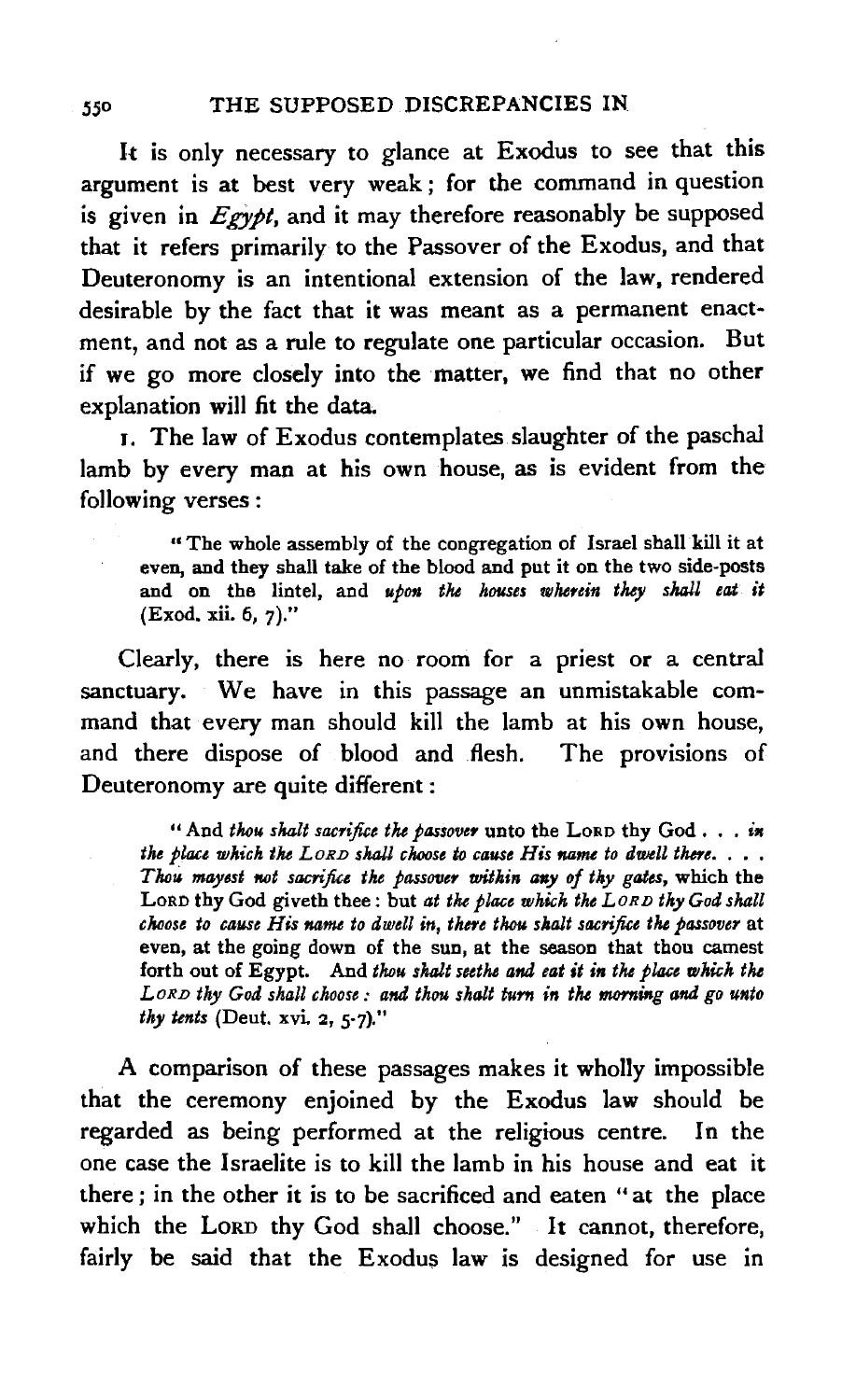It is only necessary to glance at Exodus to see that this argument is at best very weak; for the command in question is given in *Egypt*, and it may therefore reasonably be supposed that it refers primarily to the Passover of the Exodus, and that Deuteronomy is an intentional extension of the law, rendered desirable by the fact that it was meant as a permanent enactment, and not as a rule to regulate one particular occasion. But if we go more closely into the matter, we find that no other explanation will fit the data.

1. The law of Exodus contemplates slaughter of the paschal lamb by every man at his own house, as is evident from the following verses:

> "The whole assembly of the congregation of Israel shall kill it at even, and they shall take of the blood and put it on the two side-posts and on the lintel, and *upon the houses wherein they shall eat it* (Exod. xii. 6, 7)."

Clearly, there is here no room for a priest or a central sanctuary. We have in this passage an unmistakable command that every man should kill the lamb at his own house, and there dispose of blood and flesh. The provisions of Deuteronomy are quite different:

> "And *thou shalt sacrifice the passover* unto the LORD thy God . . . *in the place which the LORD shall choose to cause His name to dwell there.* . . . *Thou mayest not sacrifice the passover within any of thy gates*, which the LORD thy God giveth thee: but *at the place which the LORD thy God shall choose to cause His name to dwell in, there thou shalt sacrifice the passover* at even, at the going down of the sun, at the season that thou camest forth out of Egypt. And *thou shalt seethe and eat it in the place which the LORD thy God shall choose: and thou shalt turn in the morning and go unto thy tents* (Deut. xvi. 2, 5-7)."

A comparison of these passages makes it wholly impossible that the ceremony enjoined by the Exodus law should be regarded as being performed at the religious centre. In the one case the Israelite is to kill the lamb in his house and eat it there; in the other it is to be sacrificed and eaten "at the place which the LORD thy God shall choose." It cannot, therefore, fairly be said that the Exodus law is designed for use in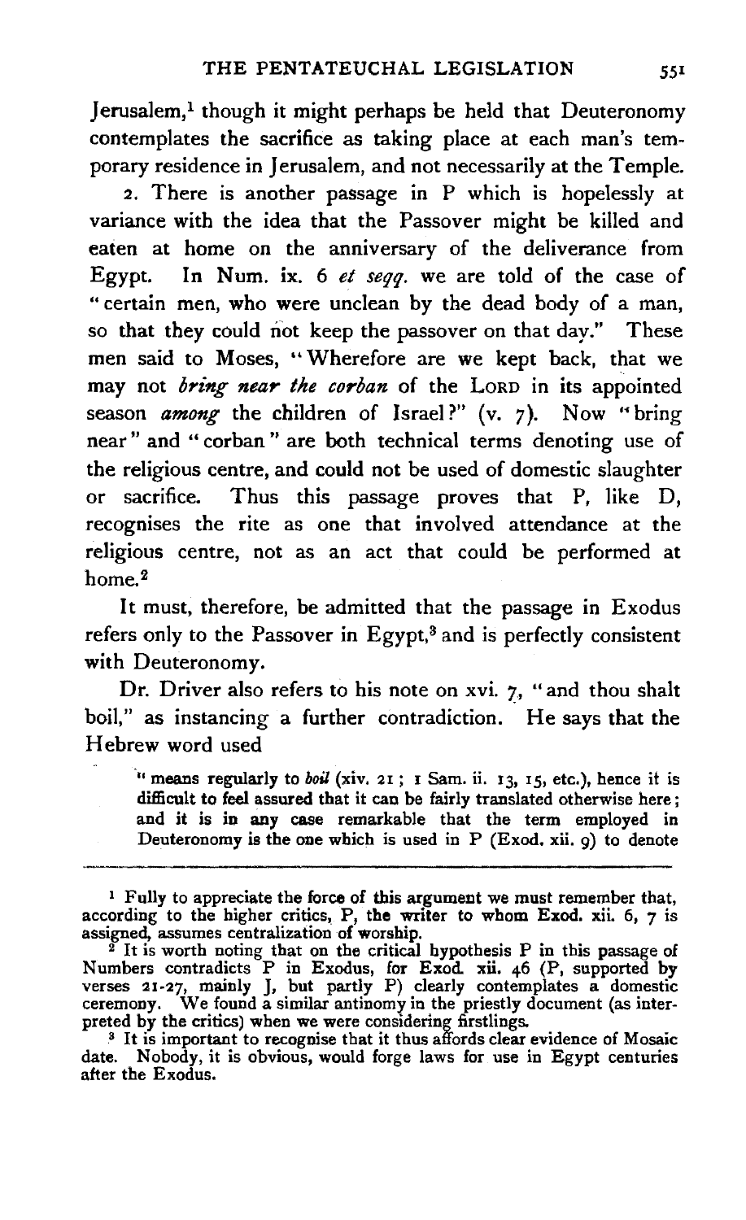Jerusalem,[1] though it might perhaps be held that Deuteronomy contemplates the sacrifice as taking place at each man's temporary residence in Jerusalem, and not necessarily at the Temple.

2. There is another passage in P which is hopelessly at variance with the idea that the Passover might be killed and eaten at home on the anniversary of the deliverance from Egypt. In Num. ix. 6 *et seqq.* we are told of the case of "certain men, who were unclean by the dead body of a man, so that they could not keep the passover on that day." These men said to Moses, "Wherefore are we kept back, that we may not *bring near the corban* of the LORD in its appointed season *among* the children of Israel?" (v. 7). Now "bring near" and "corban" are both technical terms denoting use of the religious centre, and could not be used of domestic slaughter or sacrifice. Thus this passage proves that P, like D, recognises the rite as one that involved attendance at the religious centre, not as an act that could be performed at home.[2]

It must, therefore, be admitted that the passage in Exodus refers only to the Passover in Egypt,[3] and is perfectly consistent with Deuteronomy.

Dr. Driver also refers to his note on xvi. 7, "and thou shalt boil," as instancing a further contradiction. He says that the Hebrew word used

> "means regularly to *boil* (xiv. 21; 1 Sam. ii. 13, 15, etc.), hence it is difficult to feel assured that it can be fairly translated otherwise here; and it is in any case remarkable that the term employed in Deuteronomy is the one which is used in P (Exod. xii. 9) to denote

---

[1] Fully to appreciate the force of this argument we must remember that, according to the higher critics, P, the writer to whom Exod. xii. 6, 7 is assigned, assumes centralization of worship.

[2] It is worth noting that on the critical hypothesis P in this passage of Numbers contradicts P in Exodus, for Exod. xii. 46 (P, supported by verses 21-27, mainly J, but partly P) clearly contemplates a domestic ceremony. We found a similar antinomy in the priestly document (as interpreted by the critics) when we were considering firstlings.

[3] It is important to recognise that it thus affords clear evidence of Mosaic date. Nobody, it is obvious, would forge laws for use in Egypt centuries after the Exodus.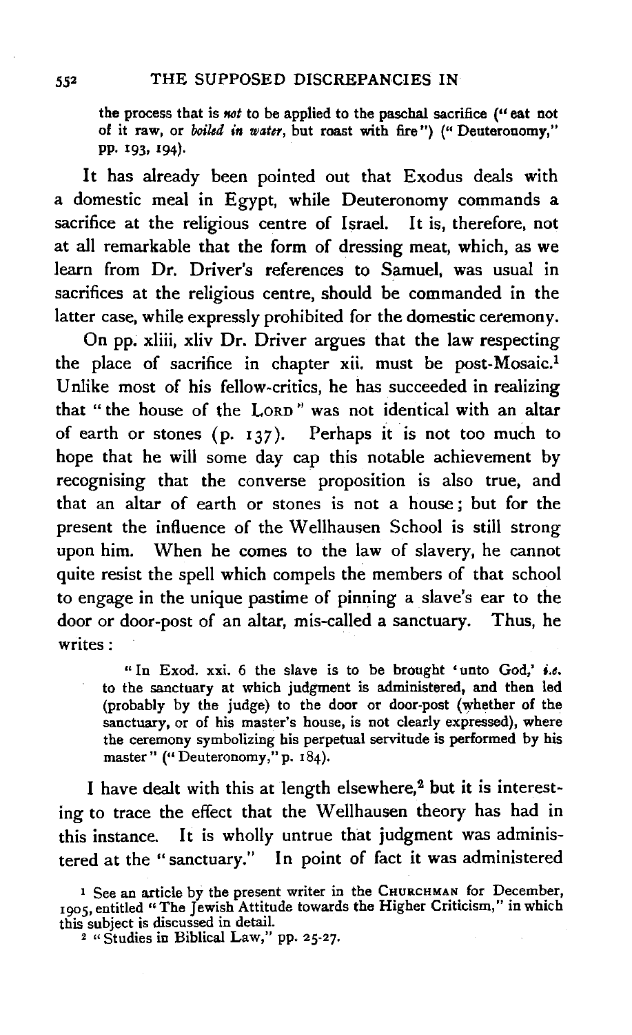the process that is *not* to be applied to the paschal sacrifice ("eat not of it raw, or *boiled in water*, but roast with fire") ("Deuteronomy," pp. 193, 194).

It has already been pointed out that Exodus deals with a domestic meal in Egypt, while Deuteronomy commands a sacrifice at the religious centre of Israel. It is, therefore, not at all remarkable that the form of dressing meat, which, as we learn from Dr. Driver's references to Samuel, was usual in sacrifices at the religious centre, should be commanded in the latter case, while expressly prohibited for the domestic ceremony.

On pp. xliii, xliv Dr. Driver argues that the law respecting the place of sacrifice in chapter xii. must be post-Mosaic.[1] Unlike most of his fellow-critics, he has succeeded in realizing that "the house of the LORD" was not identical with an altar of earth or stones (p. 137). Perhaps it is not too much to hope that he will some day cap this notable achievement by recognising that the converse proposition is also true, and that an altar of earth or stones is not a house; but for the present the influence of the Wellhausen School is still strong upon him. When he comes to the law of slavery, he cannot quite resist the spell which compels the members of that school to engage in the unique pastime of pinning a slave's ear to the door or door-post of an altar, mis-called a sanctuary. Thus, he writes:

> "In Exod. xxi. 6 the slave is to be brought 'unto God,' *i.e.* to the sanctuary at which judgment is administered, and then led (probably by the judge) to the door or door-post (whether of the sanctuary, or of his master's house, is not clearly expressed), where the ceremony symbolizing his perpetual servitude is performed by his master" ("Deuteronomy," p. 184).

I have dealt with this at length elsewhere,[2] but it is interesting to trace the effect that the Wellhausen theory has had in this instance. It is wholly untrue that judgment was administered at the "sanctuary." In point of fact it was administered

[1] See an article by the present writer in the CHURCHMAN for December, 1905, entitled "The Jewish Attitude towards the Higher Criticism," in which this subject is discussed in detail.

[2] "Studies in Biblical Law," pp. 25-27.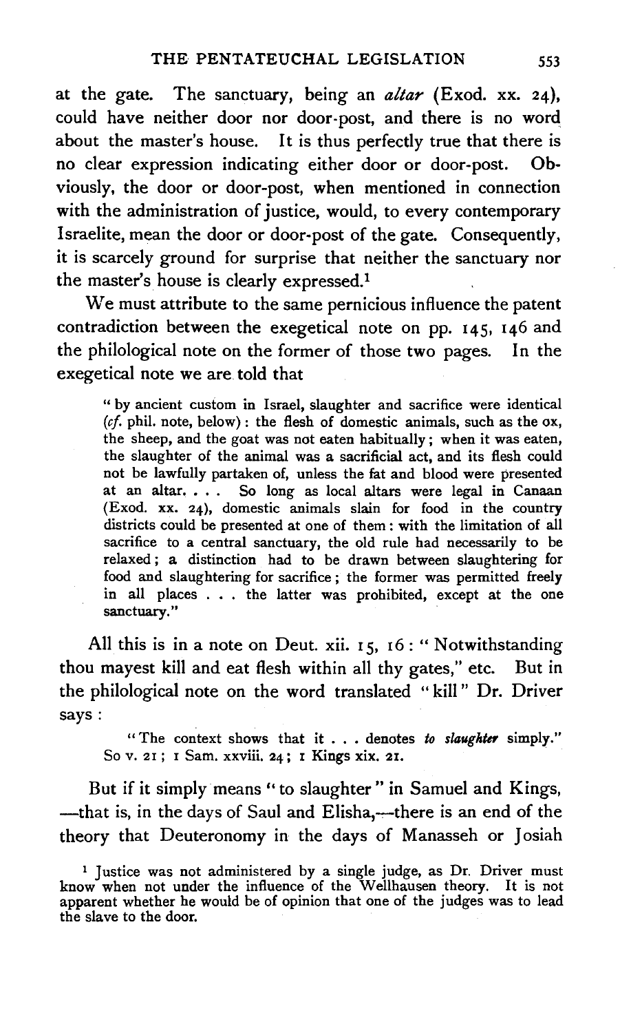at the gate. The sanctuary, being an *altar* (Exod. xx. 24), could have neither door nor door-post, and there is no word about the master's house. It is thus perfectly true that there is no clear expression indicating either door or door-post. Obviously, the door or door-post, when mentioned in connection with the administration of justice, would, to every contemporary Israelite, mean the door or door-post of the gate. Consequently, it is scarcely ground for surprise that neither the sanctuary nor the master's house is clearly expressed.[1]

We must attribute to the same pernicious influence the patent contradiction between the exegetical note on pp. 145, 146 and the philological note on the former of those two pages. In the exegetical note we are told that

> " by ancient custom in Israel, slaughter and sacrifice were identical (*cf.* phil. note, below): the flesh of domestic animals, such as the ox, the sheep, and the goat was not eaten habitually; when it was eaten, the slaughter of the animal was a sacrificial act, and its flesh could not be lawfully partaken of, unless the fat and blood were presented at an altar. . . . So long as local altars were legal in Canaan (Exod. xx. 24), domestic animals slain for food in the country districts could be presented at one of them: with the limitation of all sacrifice to a central sanctuary, the old rule had necessarily to be relaxed; a distinction had to be drawn between slaughtering for food and slaughtering for sacrifice; the former was permitted freely in all places . . . the latter was prohibited, except at the one sanctuary."

All this is in a note on Deut. xii. 15, 16: " Notwithstanding thou mayest kill and eat flesh within all thy gates," etc. But in the philological note on the word translated "kill" Dr. Driver says:

> "The context shows that it . . . denotes *to slaughter* simply." So v. 21; 1 Sam. xxviii. 24; 1 Kings xix. 21.

But if it simply means "to slaughter" in Samuel and Kings, —that is, in the days of Saul and Elisha,—there is an end of the theory that Deuteronomy in the days of Manasseh or Josiah

[1] Justice was not administered by a single judge, as Dr. Driver must know when not under the influence of the Wellhausen theory. It is not apparent whether he would be of opinion that one of the judges was to lead the slave to the door.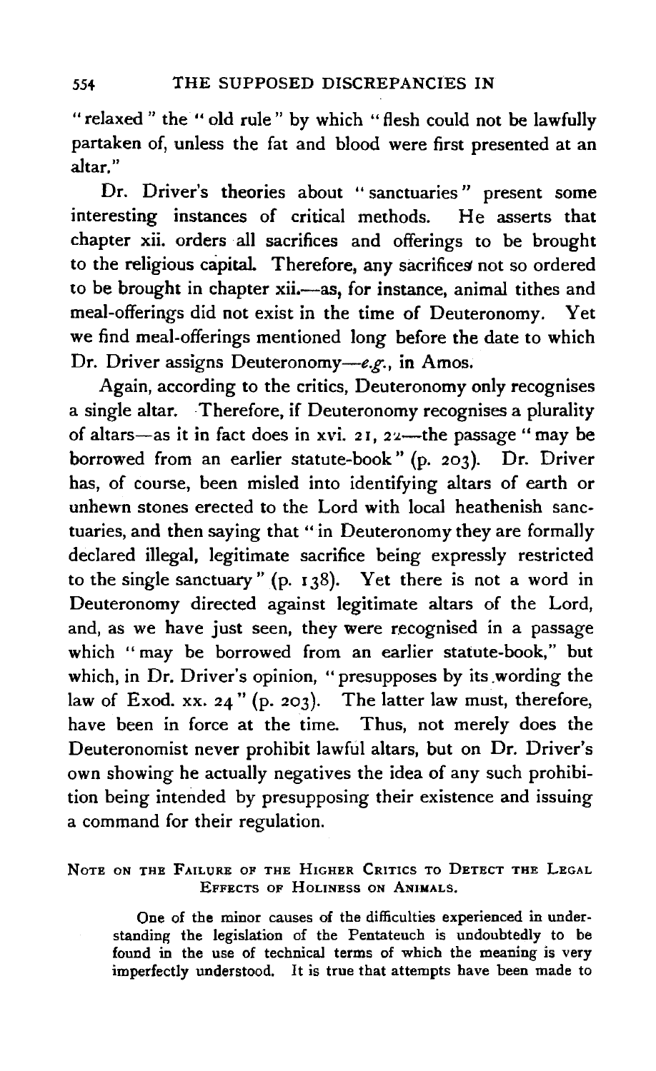"relaxed" the "old rule" by which "flesh could not be lawfully partaken of, unless the fat and blood were first presented at an altar."

Dr. Driver's theories about "sanctuaries" present some interesting instances of critical methods. He asserts that chapter xii. orders all sacrifices and offerings to be brought to the religious capital. Therefore, any sacrifices not so ordered to be brought in chapter xii.—as, for instance, animal tithes and meal-offerings did not exist in the time of Deuteronomy. Yet we find meal-offerings mentioned long before the date to which Dr. Driver assigns Deuteronomy—*e.g.*, in Amos.

Again, according to the critics, Deuteronomy only recognises a single altar. Therefore, if Deuteronomy recognises a plurality of altars—as it in fact does in xvi. 21, 22—the passage "may be borrowed from an earlier statute-book" (p. 203). Dr. Driver has, of course, been misled into identifying altars of earth or unhewn stones erected to the Lord with local heathenish sanctuaries, and then saying that "in Deuteronomy they are formally declared illegal, legitimate sacrifice being expressly restricted to the single sanctuary" (p. 138). Yet there is not a word in Deuteronomy directed against legitimate altars of the Lord, and, as we have just seen, they were recognised in a passage which "may be borrowed from an earlier statute-book," but which, in Dr. Driver's opinion, "presupposes by its wording the law of Exod. xx. 24" (p. 203). The latter law must, therefore, have been in force at the time. Thus, not merely does the Deuteronomist never prohibit lawful altars, but on Dr. Driver's own showing he actually negatives the idea of any such prohibition being intended by presupposing their existence and issuing a command for their regulation.

## Note on the Failure of the Higher Critics to Detect the Legal Effects of Holiness on Animals.

One of the minor causes of the difficulties experienced in understanding the legislation of the Pentateuch is undoubtedly to be found in the use of technical terms of which the meaning is very imperfectly understood. It is true that attempts have been made to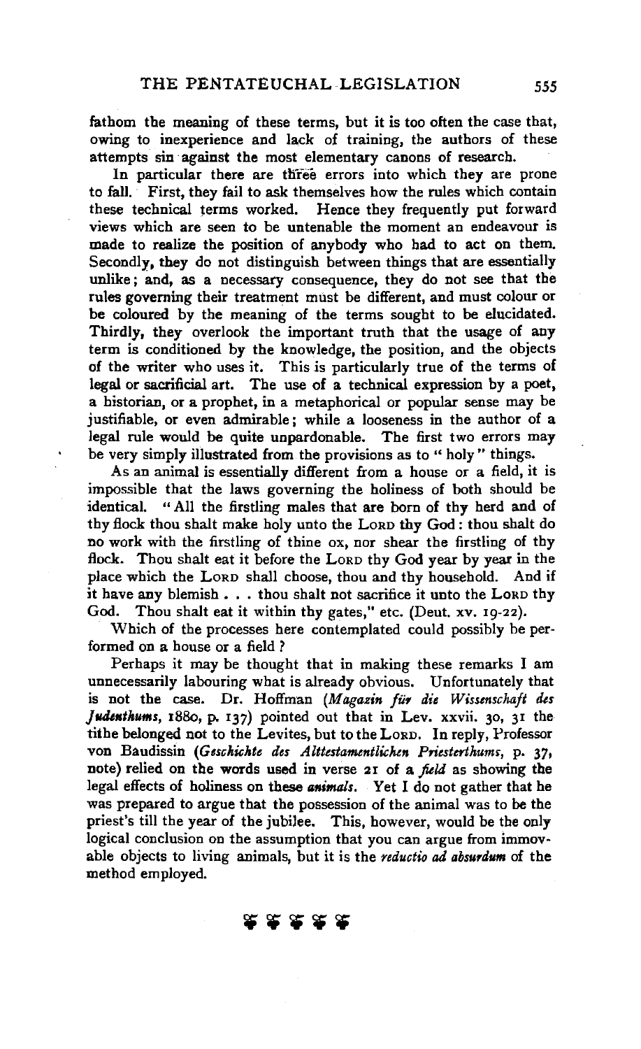fathom the meaning of these terms, but it is too often the case that, owing to inexperience and lack of training, the authors of these attempts sin against the most elementary canons of research.

In particular there are three errors into which they are prone to fall. First, they fail to ask themselves how the rules which contain these technical terms worked. Hence they frequently put forward views which are seen to be untenable the moment an endeavour is made to realize the position of anybody who had to act on them. Secondly, they do not distinguish between things that are essentially unlike; and, as a necessary consequence, they do not see that the rules governing their treatment must be different, and must colour or be coloured by the meaning of the terms sought to be elucidated. Thirdly, they overlook the important truth that the usage of any term is conditioned by the knowledge, the position, and the objects of the writer who uses it. This is particularly true of the terms of legal or sacrificial art. The use of a technical expression by a poet, a historian, or a prophet, in a metaphorical or popular sense may be justifiable, or even admirable; while a looseness in the author of a legal rule would be quite unpardonable. The first two errors may be very simply illustrated from the provisions as to "holy" things.

As an animal is essentially different from a house or a field, it is impossible that the laws governing the holiness of both should be identical. "All the firstling males that are born of thy herd and of thy flock thou shalt make holy unto the LORD thy God: thou shalt do no work with the firstling of thine ox, nor shear the firstling of thy flock. Thou shalt eat it before the LORD thy God year by year in the place which the LORD shall choose, thou and thy household. And if it have any blemish . . . thou shalt not sacrifice it unto the LORD thy God. Thou shalt eat it within thy gates," etc. (Deut. xv. 19-22).

Which of the processes here contemplated could possibly be performed on a house or a field?

Perhaps it may be thought that in making these remarks I am unnecessarily labouring what is already obvious. Unfortunately that is not the case. Dr. Hoffman (*Magazin für die Wissenschaft des Judenthums*, 1880, p. 137) pointed out that in Lev. xxvii. 30, 31 the tithe belonged not to the Levites, but to the LORD. In reply, Professor von Baudissin (*Geschichte des Alttestamentlichen Priesterthums*, p. 37, note) relied on the words used in verse 21 of a *field* as showing the legal effects of holiness on these *animals*. Yet I do not gather that he was prepared to argue that the possession of the animal was to be the priest's till the year of the jubilee. This, however, would be the only logical conclusion on the assumption that you can argue from immovable objects to living animals, but it is the *reductio ad absurdum* of the method employed.

❦ ❦ ❦ ❦ ❦